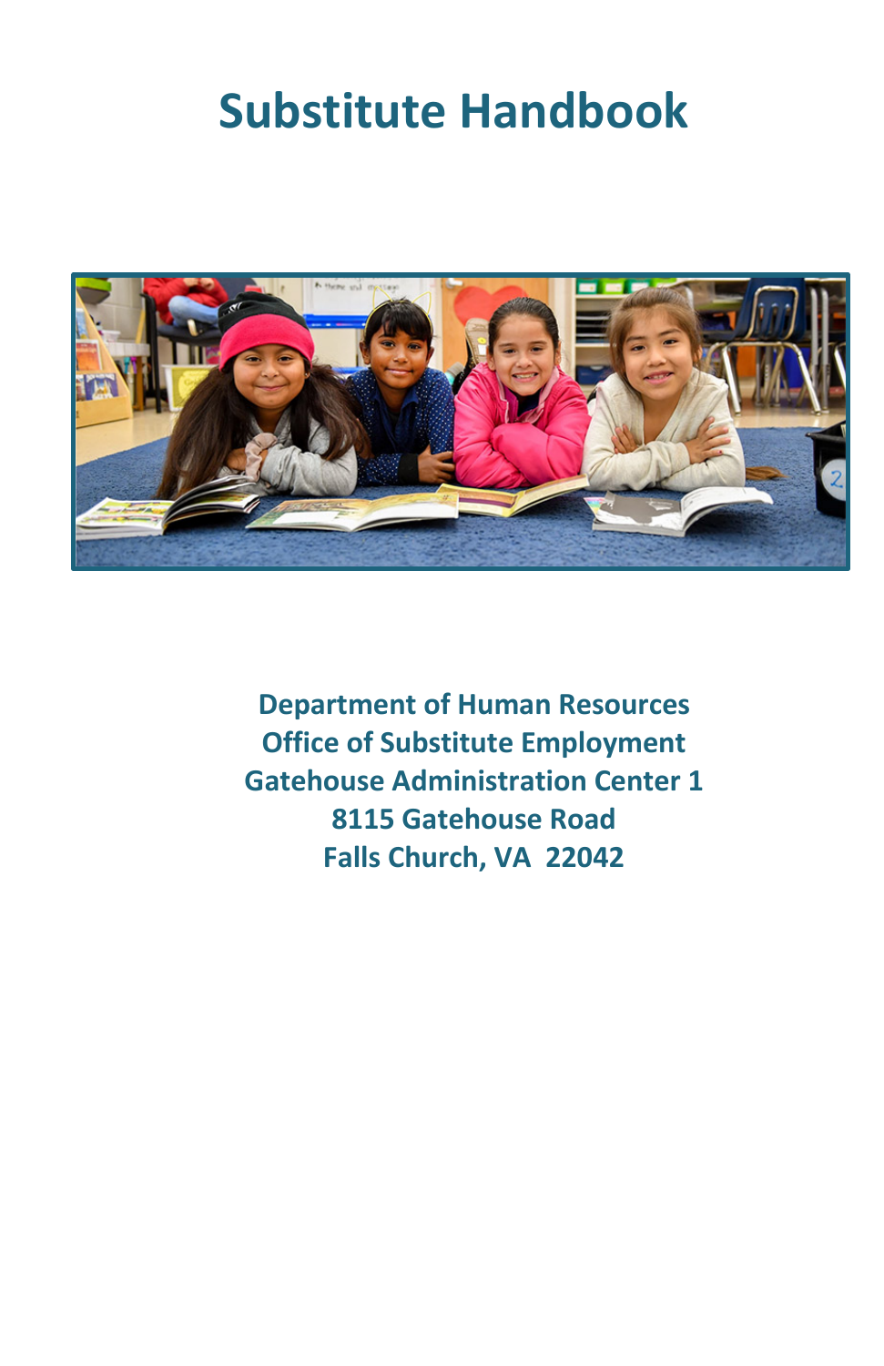# Substitute Handbook

**Department of Human Resources**
**Office of Substitute Employment**
**Gatehouse Administration Center 1**
**8115 Gatehouse Road**
**Falls Church, VA 22042**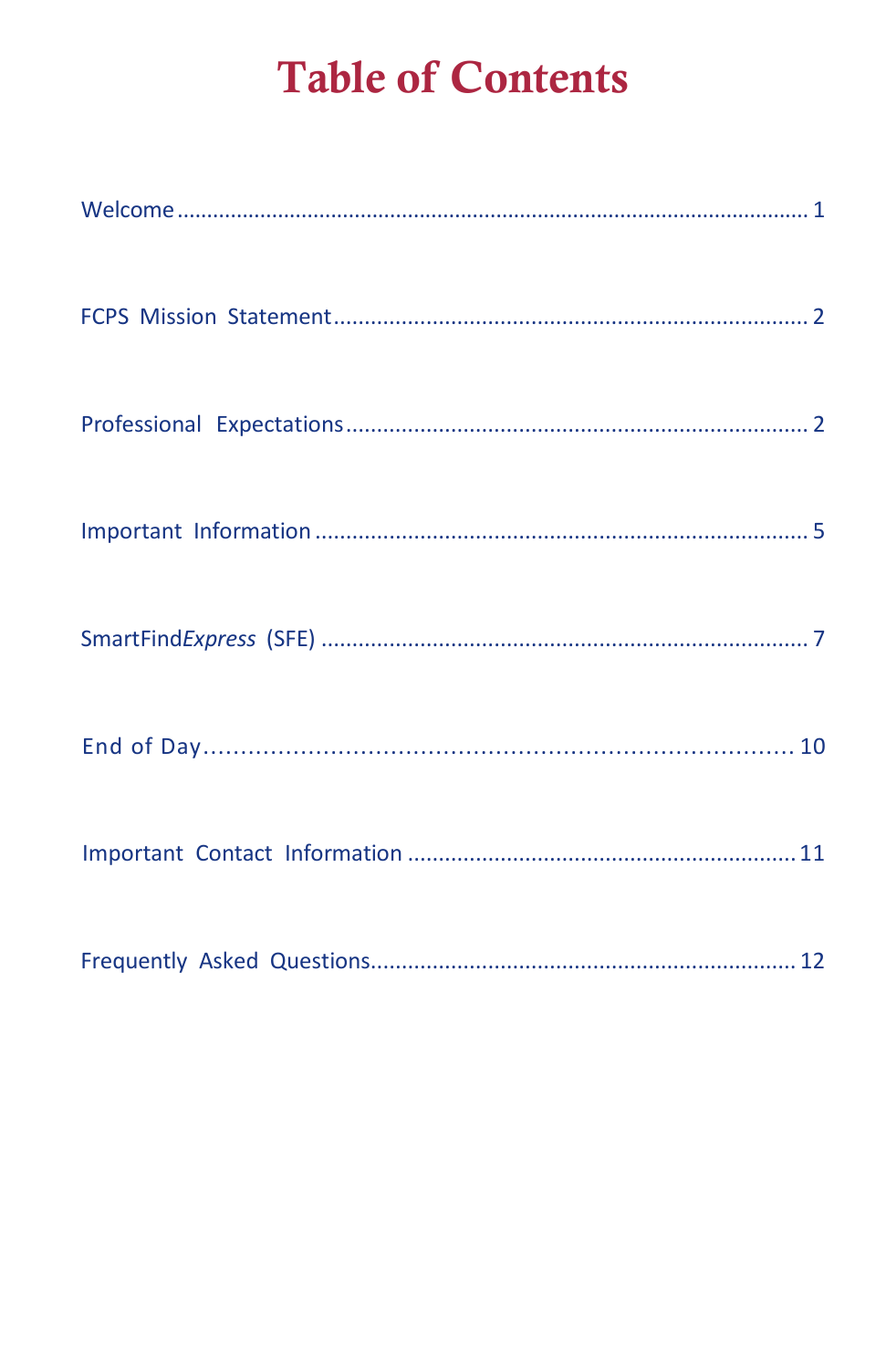# Table of Contents

Welcome ........................................................................................................ 1

FCPS Mission Statement ........................................................................... 2

Professional Expectations ......................................................................... 2

Important Information ............................................................................... 5

Smart*FindExpress* (SFE) ............................................................................. 7

End of Day ................................................................................................. 10

Important Contact Information ............................................................. 11

Frequently Asked Questions ................................................................... 12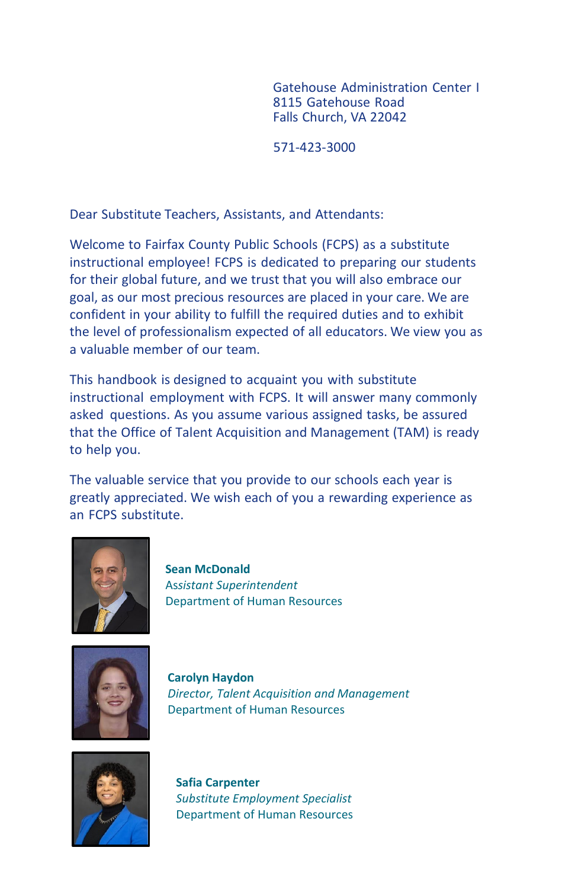Gatehouse Administration Center I
8115 Gatehouse Road
Falls Church, VA 22042

571-423-3000

Dear Substitute Teachers, Assistants, and Attendants:

Welcome to Fairfax County Public Schools (FCPS) as a substitute instructional employee! FCPS is dedicated to preparing our students for their global future, and we trust that you will also embrace our goal, as our most precious resources are placed in your care. We are confident in your ability to fulfill the required duties and to exhibit the level of professionalism expected of all educators. We view you as a valuable member of our team.

This handbook is designed to acquaint you with substitute instructional employment with FCPS. It will answer many commonly asked questions. As you assume various assigned tasks, be assured that the Office of Talent Acquisition and Management (TAM) is ready to help you.

The valuable service that you provide to our schools each year is greatly appreciated. We wish each of you a rewarding experience as an FCPS substitute.

**Sean McDonald**
*Assistant Superintendent*
Department of Human Resources

**Carolyn Haydon**
*Director, Talent Acquisition and Management*
Department of Human Resources

**Safia Carpenter**
*Substitute Employment Specialist*
Department of Human Resources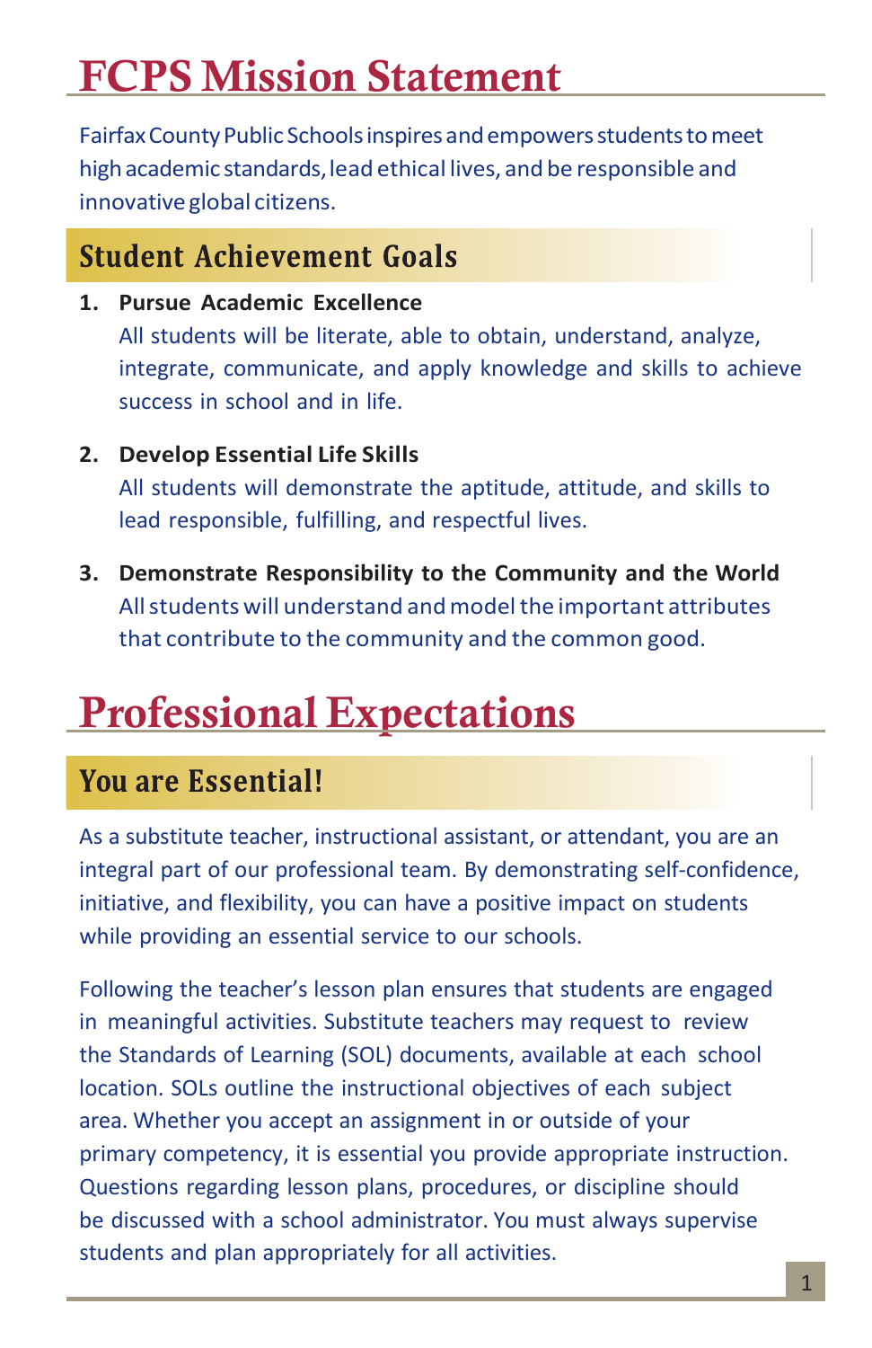# FCPS Mission Statement

Fairfax County Public Schools inspires and empowers students to meet high academic standards, lead ethical lives, and be responsible and innovative global citizens.

## Student Achievement Goals

1. **Pursue Academic Excellence**
   All students will be literate, able to obtain, understand, analyze, integrate, communicate, and apply knowledge and skills to achieve success in school and in life.

2. **Develop Essential Life Skills**
   All students will demonstrate the aptitude, attitude, and skills to lead responsible, fulfilling, and respectful lives.

3. **Demonstrate Responsibility to the Community and the World**
   All students will understand and model the important attributes that contribute to the community and the common good.

# Professional Expectations

## You are Essential!

As a substitute teacher, instructional assistant, or attendant, you are an integral part of our professional team. By demonstrating self-confidence, initiative, and flexibility, you can have a positive impact on students while providing an essential service to our schools.

Following the teacher's lesson plan ensures that students are engaged in meaningful activities. Substitute teachers may request to review the Standards of Learning (SOL) documents, available at each school location. SOLs outline the instructional objectives of each subject area. Whether you accept an assignment in or outside of your primary competency, it is essential you provide appropriate instruction. Questions regarding lesson plans, procedures, or discipline should be discussed with a school administrator. You must always supervise students and plan appropriately for all activities.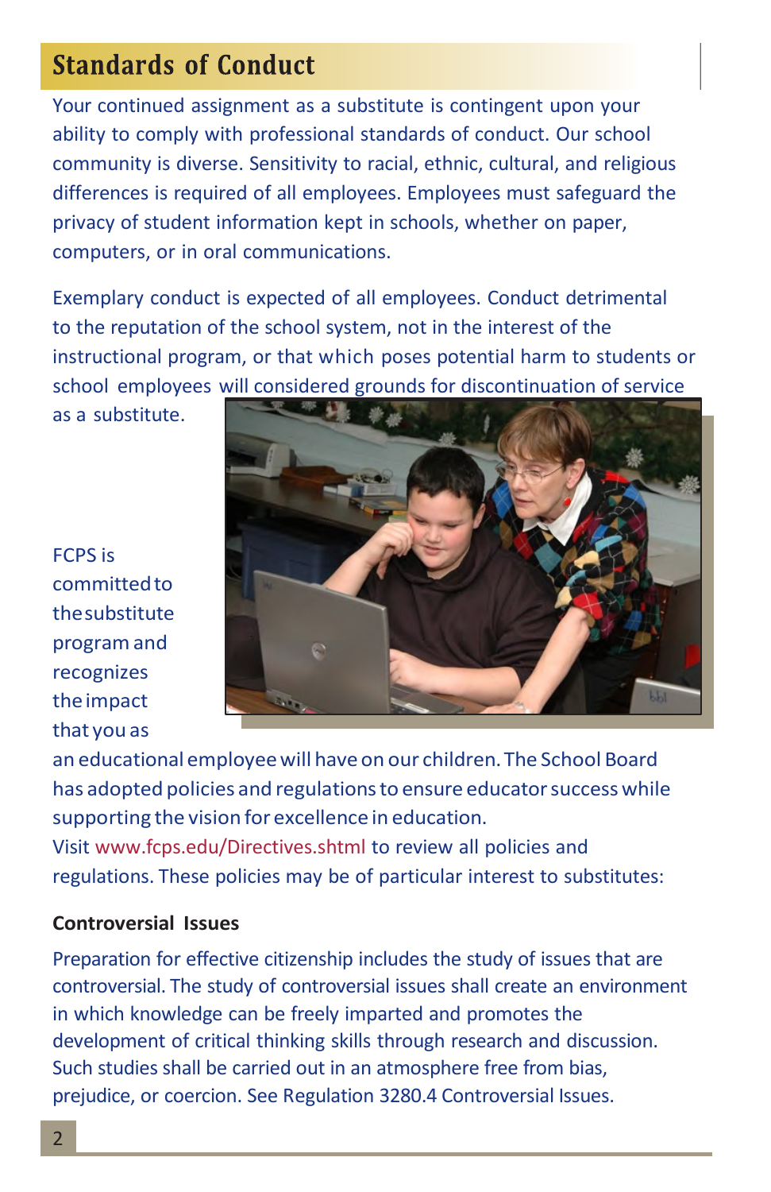## Standards of Conduct

Your continued assignment as a substitute is contingent upon your ability to comply with professional standards of conduct. Our school community is diverse. Sensitivity to racial, ethnic, cultural, and religious differences is required of all employees. Employees must safeguard the privacy of student information kept in schools, whether on paper, computers, or in oral communications.

Exemplary conduct is expected of all employees. Conduct detrimental to the reputation of the school system, not in the interest of the instructional program, or that which poses potential harm to students or school employees will considered grounds for discontinuation of service as a substitute.

FCPS is committed to the substitute program and recognizes the impact that you as an educational employee will have on our children. The School Board has adopted policies and regulations to ensure educator success while supporting the vision for excellence in education. Visit www.fcps.edu/Directives.shtml to review all policies and regulations. These policies may be of particular interest to substitutes:

**Controversial Issues**

Preparation for effective citizenship includes the study of issues that are controversial. The study of controversial issues shall create an environment in which knowledge can be freely imparted and promotes the development of critical thinking skills through research and discussion. Such studies shall be carried out in an atmosphere free from bias, prejudice, or coercion. See Regulation 3280.4 Controversial Issues.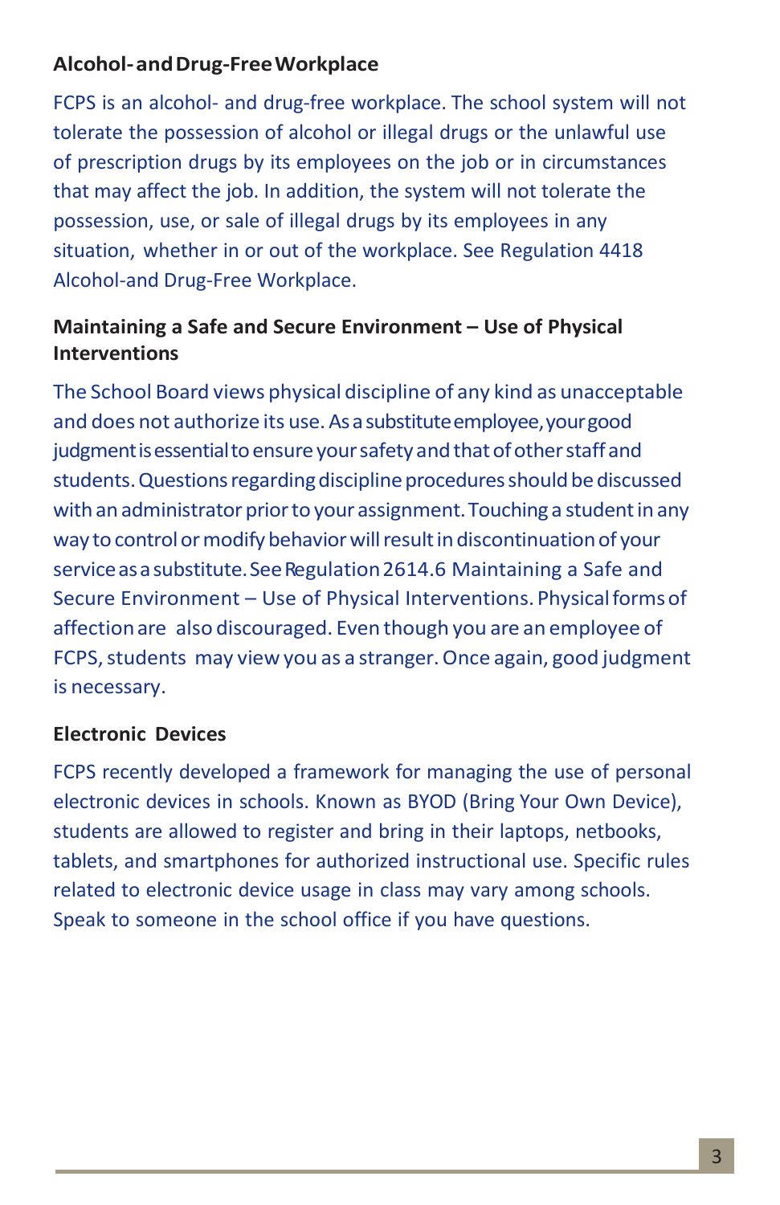### Alcohol- and Drug-Free Workplace

FCPS is an alcohol- and drug-free workplace. The school system will not tolerate the possession of alcohol or illegal drugs or the unlawful use of prescription drugs by its employees on the job or in circumstances that may affect the job. In addition, the system will not tolerate the possession, use, or sale of illegal drugs by its employees in any situation, whether in or out of the workplace. See Regulation 4418 Alcohol-and Drug-Free Workplace.

### Maintaining a Safe and Secure Environment – Use of Physical Interventions

The School Board views physical discipline of any kind as unacceptable and does not authorize its use. As a substitute employee, your good judgment is essential to ensure your safety and that of other staff and students. Questions regarding discipline procedures should be discussed with an administrator prior to your assignment. Touching a student in any way to control or modify behavior will result in discontinuation of your service as a substitute. See Regulation 2614.6 Maintaining a Safe and Secure Environment – Use of Physical Interventions. Physical forms of affection are also discouraged. Even though you are an employee of FCPS, students may view you as a stranger. Once again, good judgment is necessary.

### Electronic Devices

FCPS recently developed a framework for managing the use of personal electronic devices in schools. Known as BYOD (Bring Your Own Device), students are allowed to register and bring in their laptops, netbooks, tablets, and smartphones for authorized instructional use. Specific rules related to electronic device usage in class may vary among schools. Speak to someone in the school office if you have questions.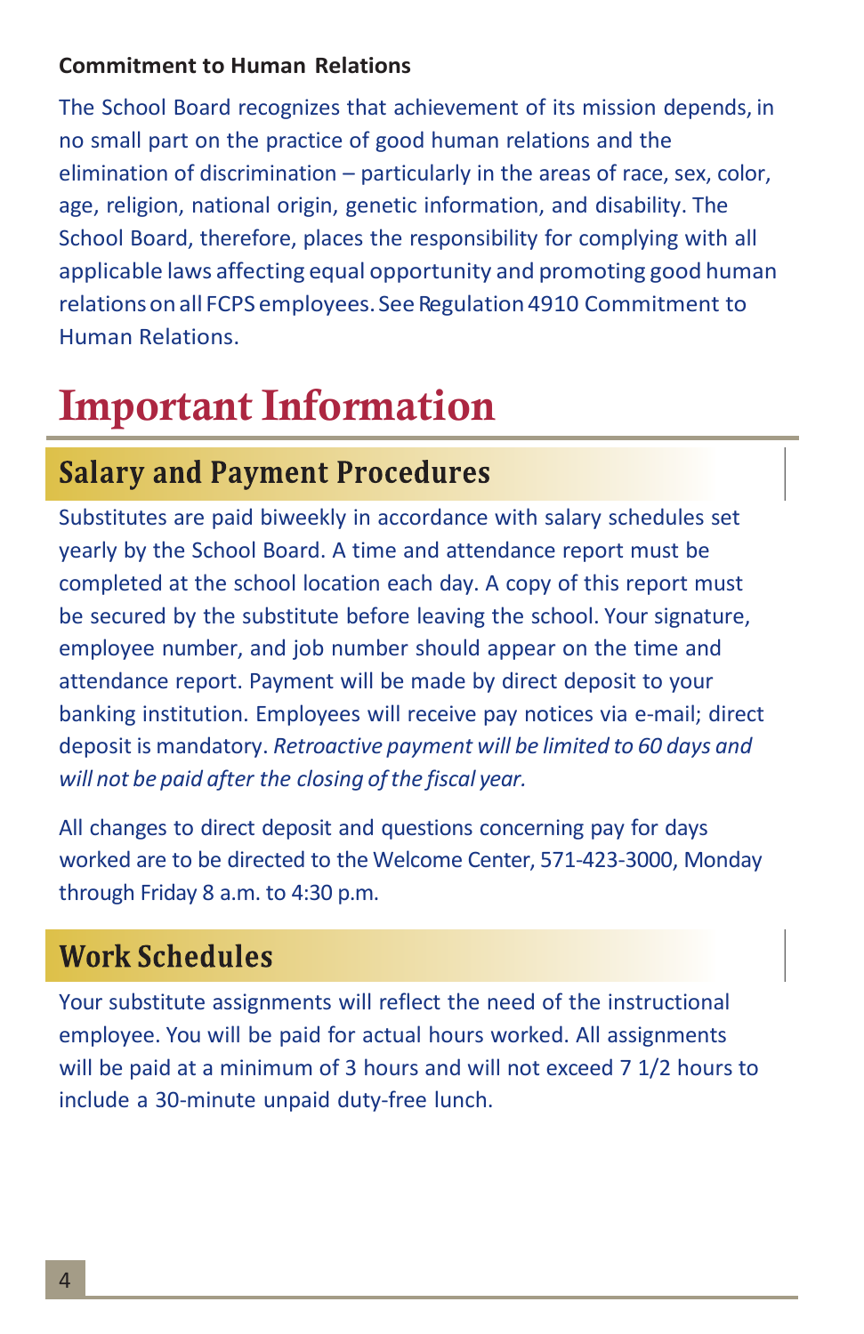### Commitment to Human Relations

The School Board recognizes that achievement of its mission depends, in no small part on the practice of good human relations and the elimination of discrimination – particularly in the areas of race, sex, color, age, religion, national origin, genetic information, and disability. The School Board, therefore, places the responsibility for complying with all applicable laws affecting equal opportunity and promoting good human relations on all FCPS employees. See Regulation 4910 Commitment to Human Relations.

# Important Information

## Salary and Payment Procedures

Substitutes are paid biweekly in accordance with salary schedules set yearly by the School Board. A time and attendance report must be completed at the school location each day. A copy of this report must be secured by the substitute before leaving the school. Your signature, employee number, and job number should appear on the time and attendance report. Payment will be made by direct deposit to your banking institution. Employees will receive pay notices via e-mail; direct deposit is mandatory. *Retroactive payment will be limited to 60 days and will not be paid after the closing of the fiscal year.*

All changes to direct deposit and questions concerning pay for days worked are to be directed to the Welcome Center, 571-423-3000, Monday through Friday 8 a.m. to 4:30 p.m.

## Work Schedules

Your substitute assignments will reflect the need of the instructional employee. You will be paid for actual hours worked. All assignments will be paid at a minimum of 3 hours and will not exceed 7 1/2 hours to include a 30-minute unpaid duty-free lunch.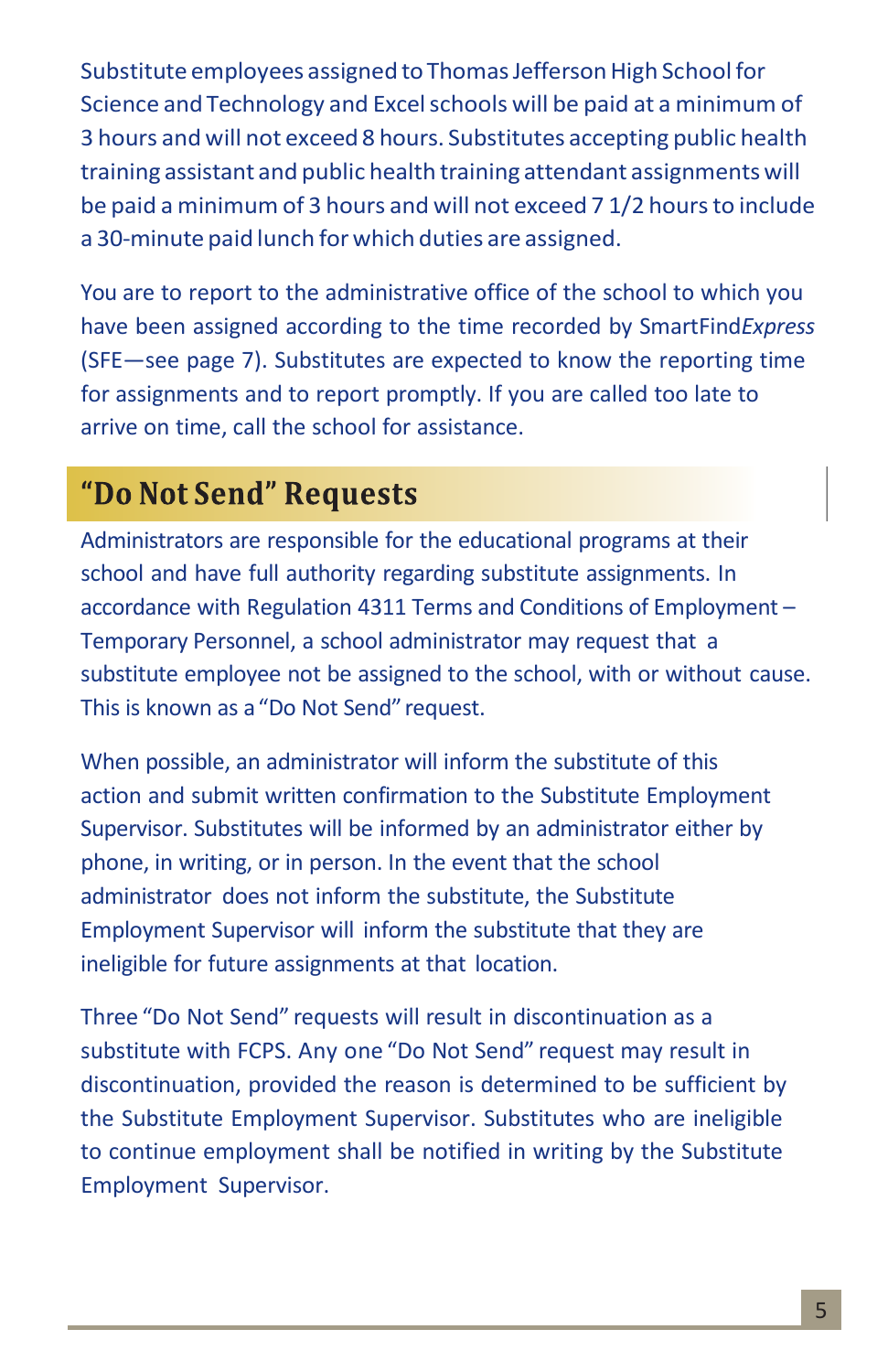Substitute employees assigned to Thomas Jefferson High School for Science and Technology and Excel schools will be paid at a minimum of 3 hours and will not exceed 8 hours. Substitutes accepting public health training assistant and public health training attendant assignments will be paid a minimum of 3 hours and will not exceed 7 1/2 hours to include a 30-minute paid lunch for which duties are assigned.

You are to report to the administrative office of the school to which you have been assigned according to the time recorded by SmartFind*Express* (SFE—see page 7). Substitutes are expected to know the reporting time for assignments and to report promptly. If you are called too late to arrive on time, call the school for assistance.

## "Do Not Send" Requests

Administrators are responsible for the educational programs at their school and have full authority regarding substitute assignments. In accordance with Regulation 4311 Terms and Conditions of Employment – Temporary Personnel, a school administrator may request that a substitute employee not be assigned to the school, with or without cause. This is known as a "Do Not Send" request.

When possible, an administrator will inform the substitute of this action and submit written confirmation to the Substitute Employment Supervisor. Substitutes will be informed by an administrator either by phone, in writing, or in person. In the event that the school administrator does not inform the substitute, the Substitute Employment Supervisor will inform the substitute that they are ineligible for future assignments at that location.

Three "Do Not Send" requests will result in discontinuation as a substitute with FCPS. Any one "Do Not Send" request may result in discontinuation, provided the reason is determined to be sufficient by the Substitute Employment Supervisor. Substitutes who are ineligible to continue employment shall be notified in writing by the Substitute Employment Supervisor.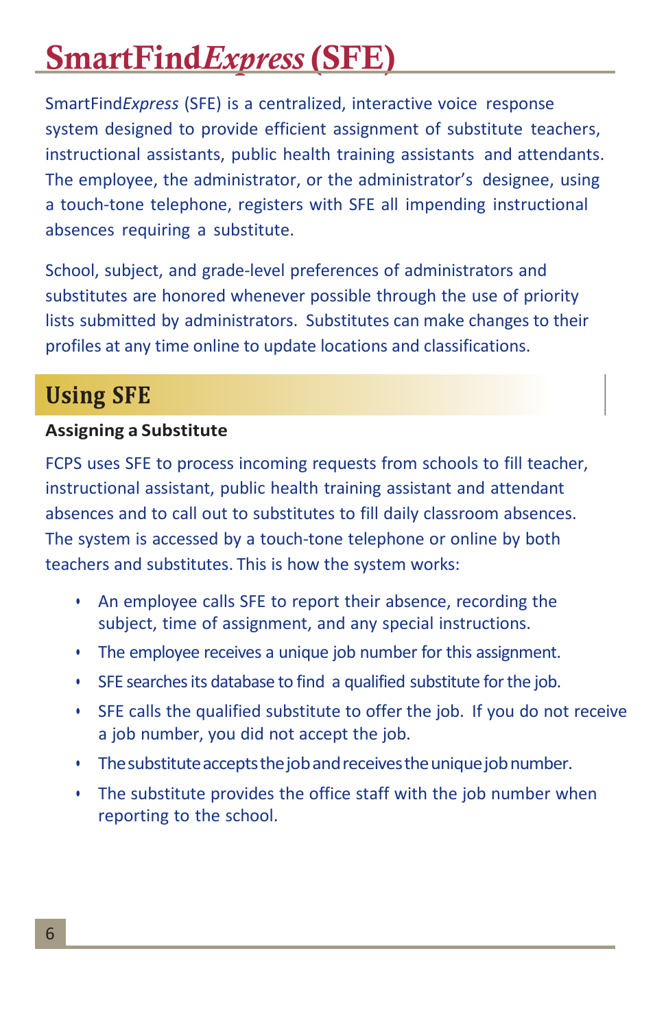# SmartFind*Express* (SFE)

SmartFind*Express* (SFE) is a centralized, interactive voice response system designed to provide efficient assignment of substitute teachers, instructional assistants, public health training assistants and attendants. The employee, the administrator, or the administrator's designee, using a touch-tone telephone, registers with SFE all impending instructional absences requiring a substitute.

School, subject, and grade-level preferences of administrators and substitutes are honored whenever possible through the use of priority lists submitted by administrators. Substitutes can make changes to their profiles at any time online to update locations and classifications.

## Using SFE

**Assigning a Substitute**

FCPS uses SFE to process incoming requests from schools to fill teacher, instructional assistant, public health training assistant and attendant absences and to call out to substitutes to fill daily classroom absences. The system is accessed by a touch-tone telephone or online by both teachers and substitutes. This is how the system works:

- An employee calls SFE to report their absence, recording the subject, time of assignment, and any special instructions.
- The employee receives a unique job number for this assignment.
- SFE searches its database to find a qualified substitute for the job.
- SFE calls the qualified substitute to offer the job. If you do not receive a job number, you did not accept the job.
- The substitute accepts the job and receives the unique job number.
- The substitute provides the office staff with the job number when reporting to the school.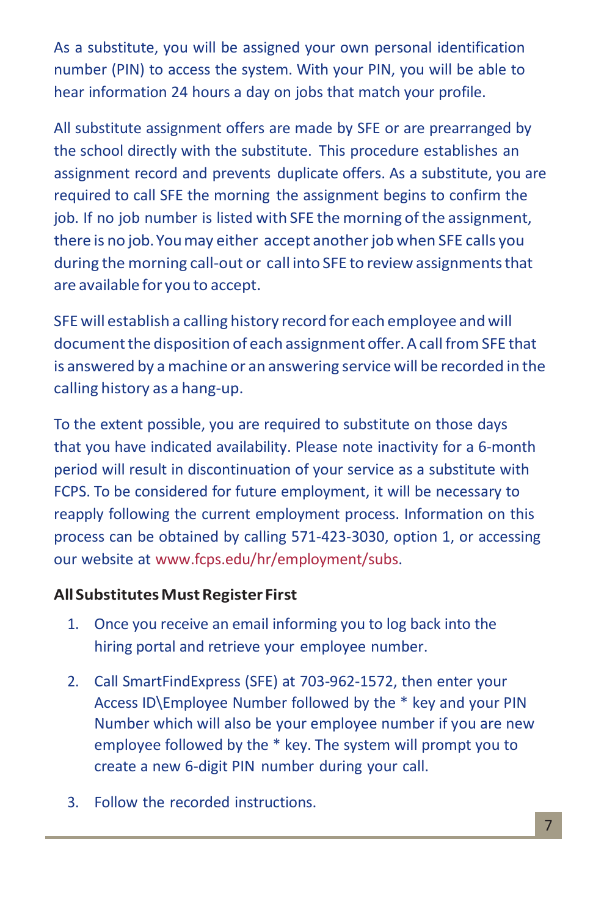As a substitute, you will be assigned your own personal identification number (PIN) to access the system. With your PIN, you will be able to hear information 24 hours a day on jobs that match your profile.

All substitute assignment offers are made by SFE or are prearranged by the school directly with the substitute. This procedure establishes an assignment record and prevents duplicate offers. As a substitute, you are required to call SFE the morning the assignment begins to confirm the job. If no job number is listed with SFE the morning of the assignment, there is no job. You may either accept another job when SFE calls you during the morning call-out or call into SFE to review assignments that are available for you to accept.

SFE will establish a calling history record for each employee and will document the disposition of each assignment offer. A call from SFE that is answered by a machine or an answering service will be recorded in the calling history as a hang-up.

To the extent possible, you are required to substitute on those days that you have indicated availability. Please note inactivity for a 6-month period will result in discontinuation of your service as a substitute with FCPS. To be considered for future employment, it will be necessary to reapply following the current employment process. Information on this process can be obtained by calling 571-423-3030, option 1, or accessing our website at www.fcps.edu/hr/employment/subs.

**All Substitutes Must Register First**

1. Once you receive an email informing you to log back into the hiring portal and retrieve your employee number.
2. Call SmartFindExpress (SFE) at 703-962-1572, then enter your Access ID\Employee Number followed by the * key and your PIN Number which will also be your employee number if you are new employee followed by the * key. The system will prompt you to create a new 6-digit PIN number during your call.
3. Follow the recorded instructions.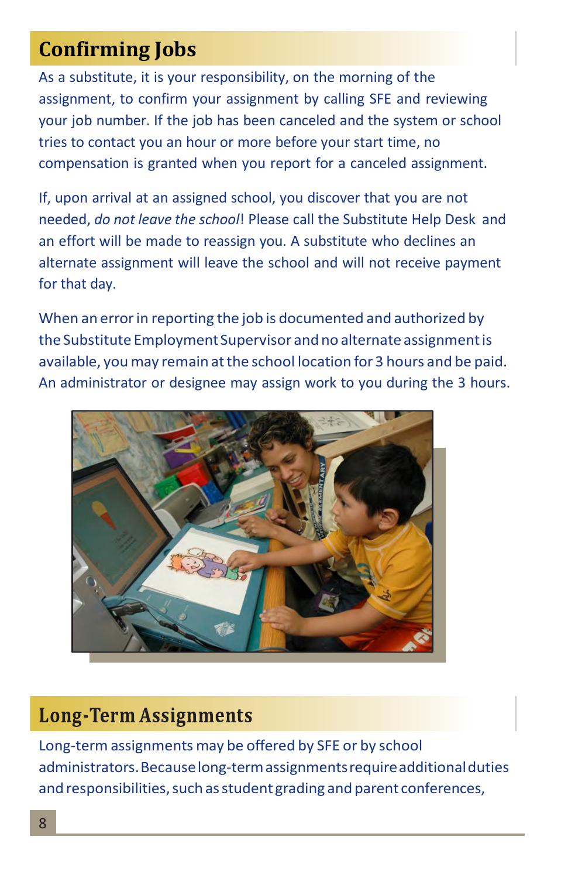## Confirming Jobs

As a substitute, it is your responsibility, on the morning of the assignment, to confirm your assignment by calling SFE and reviewing your job number. If the job has been canceled and the system or school tries to contact you an hour or more before your start time, no compensation is granted when you report for a canceled assignment.

If, upon arrival at an assigned school, you discover that you are not needed, *do not leave the school*! Please call the Substitute Help Desk and an effort will be made to reassign you. A substitute who declines an alternate assignment will leave the school and will not receive payment for that day.

When an error in reporting the job is documented and authorized by the Substitute Employment Supervisor and no alternate assignment is available, you may remain at the school location for 3 hours and be paid. An administrator or designee may assign work to you during the 3 hours.

## Long-Term Assignments

Long-term assignments may be offered by SFE or by school administrators. Because long-term assignments require additional duties and responsibilities, such as student grading and parent conferences,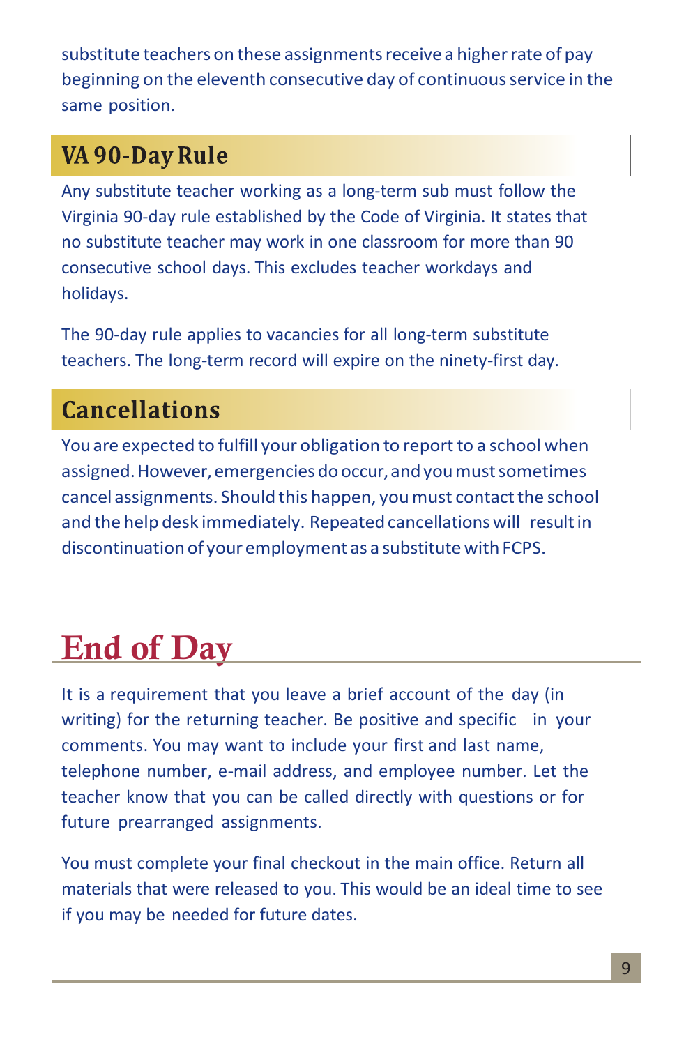substitute teachers on these assignments receive a higher rate of pay beginning on the eleventh consecutive day of continuous service in the same position.

## VA 90-Day Rule

Any substitute teacher working as a long-term sub must follow the Virginia 90-day rule established by the Code of Virginia. It states that no substitute teacher may work in one classroom for more than 90 consecutive school days. This excludes teacher workdays and holidays.

The 90-day rule applies to vacancies for all long-term substitute teachers. The long-term record will expire on the ninety-first day.

## Cancellations

You are expected to fulfill your obligation to report to a school when assigned. However, emergencies do occur, and you must sometimes cancel assignments. Should this happen, you must contact the school and the help desk immediately. Repeated cancellations will result in discontinuation of your employment as a substitute with FCPS.

# End of Day

It is a requirement that you leave a brief account of the day (in writing) for the returning teacher. Be positive and specific in your comments. You may want to include your first and last name, telephone number, e-mail address, and employee number. Let the teacher know that you can be called directly with questions or for future prearranged assignments.

You must complete your final checkout in the main office. Return all materials that were released to you. This would be an ideal time to see if you may be needed for future dates.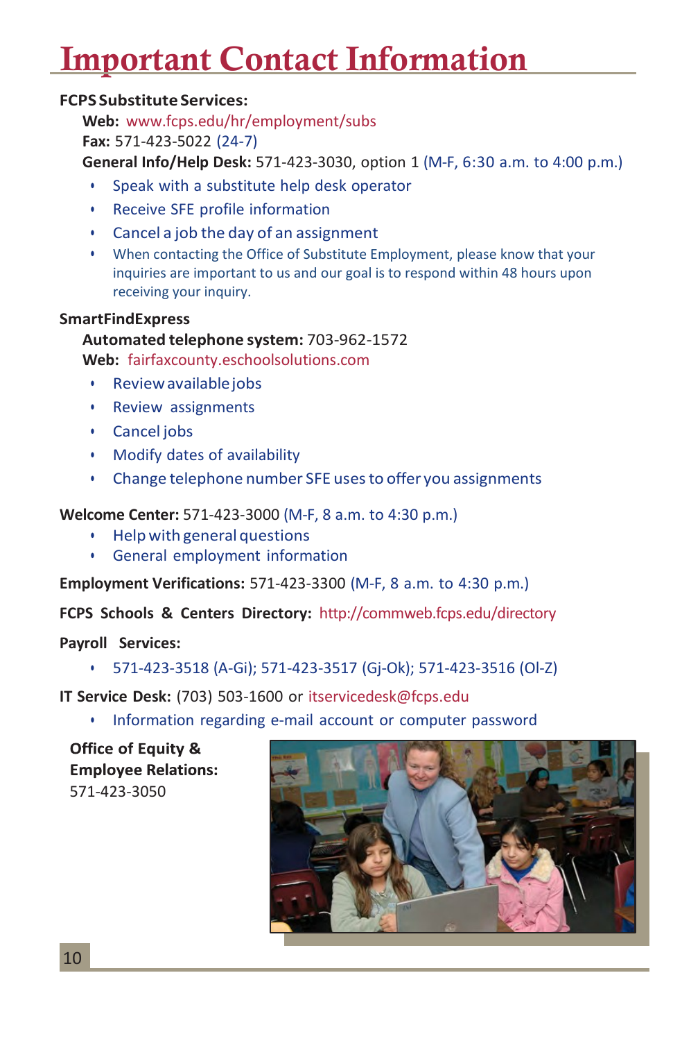# Important Contact Information

**FCPS Substitute Services:**

**Web:** www.fcps.edu/hr/employment/subs

**Fax:** 571-423-5022 (24-7)

**General Info/Help Desk:** 571-423-3030, option 1 (M-F, 6:30 a.m. to 4:00 p.m.)

- Speak with a substitute help desk operator
- Receive SFE profile information
- Cancel a job the day of an assignment
- When contacting the Office of Substitute Employment, please know that your inquiries are important to us and our goal is to respond within 48 hours upon receiving your inquiry.

**SmartFindExpress**

**Automated telephone system:** 703-962-1572

**Web:** fairfaxcounty.eschoolsolutions.com

- Review available jobs
- Review assignments
- Cancel jobs
- Modify dates of availability
- Change telephone number SFE uses to offer you assignments

**Welcome Center:** 571-423-3000 (M-F, 8 a.m. to 4:30 p.m.)

- Help with general questions
- General employment information

**Employment Verifications:** 571-423-3300 (M-F, 8 a.m. to 4:30 p.m.)

**FCPS Schools & Centers Directory:** http://commweb.fcps.edu/directory

**Payroll Services:**

- 571-423-3518 (A-Gi); 571-423-3517 (Gj-Ok); 571-423-3516 (Ol-Z)

**IT Service Desk:** (703) 503-1600 or itservicedesk@fcps.edu

- Information regarding e-mail account or computer password

**Office of Equity & Employee Relations:**
571-423-3050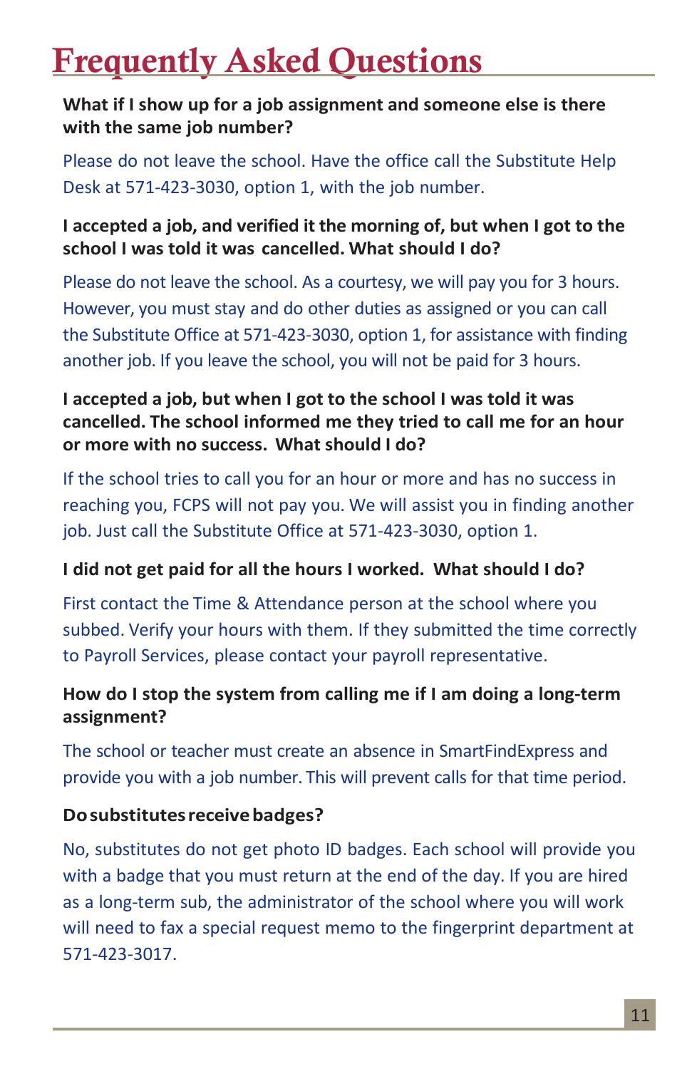# Frequently Asked Questions

**What if I show up for a job assignment and someone else is there with the same job number?**

Please do not leave the school. Have the office call the Substitute Help Desk at 571-423-3030, option 1, with the job number.

**I accepted a job, and verified it the morning of, but when I got to the school I was told it was cancelled. What should I do?**

Please do not leave the school. As a courtesy, we will pay you for 3 hours. However, you must stay and do other duties as assigned or you can call the Substitute Office at 571-423-3030, option 1, for assistance with finding another job. If you leave the school, you will not be paid for 3 hours.

**I accepted a job, but when I got to the school I was told it was cancelled. The school informed me they tried to call me for an hour or more with no success. What should I do?**

If the school tries to call you for an hour or more and has no success in reaching you, FCPS will not pay you. We will assist you in finding another job. Just call the Substitute Office at 571-423-3030, option 1.

**I did not get paid for all the hours I worked. What should I do?**

First contact the Time & Attendance person at the school where you subbed. Verify your hours with them. If they submitted the time correctly to Payroll Services, please contact your payroll representative.

**How do I stop the system from calling me if I am doing a long-term assignment?**

The school or teacher must create an absence in SmartFindExpress and provide you with a job number. This will prevent calls for that time period.

**Do substitutes receive badges?**

No, substitutes do not get photo ID badges. Each school will provide you with a badge that you must return at the end of the day. If you are hired as a long-term sub, the administrator of the school where you will work will need to fax a special request memo to the fingerprint department at 571-423-3017.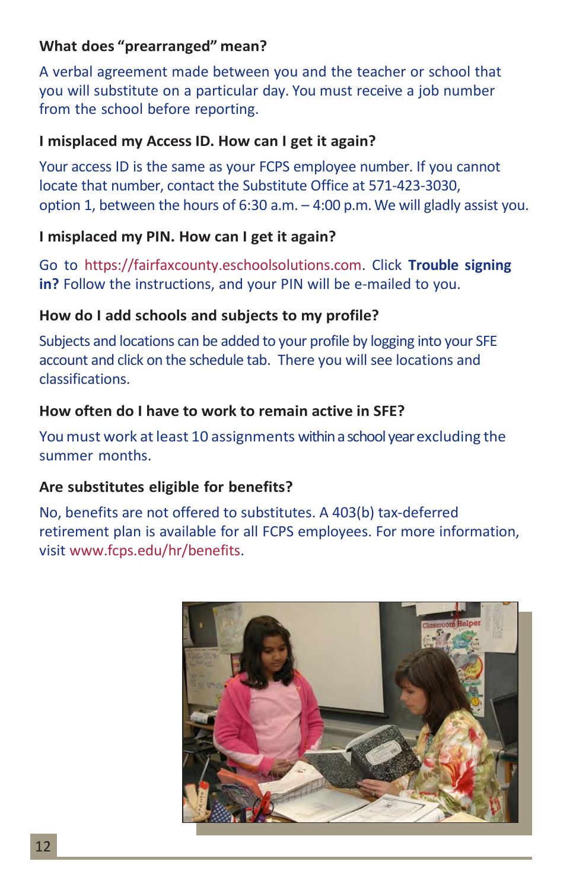**What does "prearranged" mean?**

A verbal agreement made between you and the teacher or school that you will substitute on a particular day. You must receive a job number from the school before reporting.

**I misplaced my Access ID. How can I get it again?**

Your access ID is the same as your FCPS employee number. If you cannot locate that number, contact the Substitute Office at 571-423-3030, option 1, between the hours of 6:30 a.m. – 4:00 p.m. We will gladly assist you.

**I misplaced my PIN. How can I get it again?**

Go to https://fairfaxcounty.eschoolsolutions.com. Click **Trouble signing in?** Follow the instructions, and your PIN will be e-mailed to you.

**How do I add schools and subjects to my profile?**

Subjects and locations can be added to your profile by logging into your SFE account and click on the schedule tab. There you will see locations and classifications.

**How often do I have to work to remain active in SFE?**

You must work at least 10 assignments within a school year excluding the summer months.

**Are substitutes eligible for benefits?**

No, benefits are not offered to substitutes. A 403(b) tax-deferred retirement plan is available for all FCPS employees. For more information, visit www.fcps.edu/hr/benefits.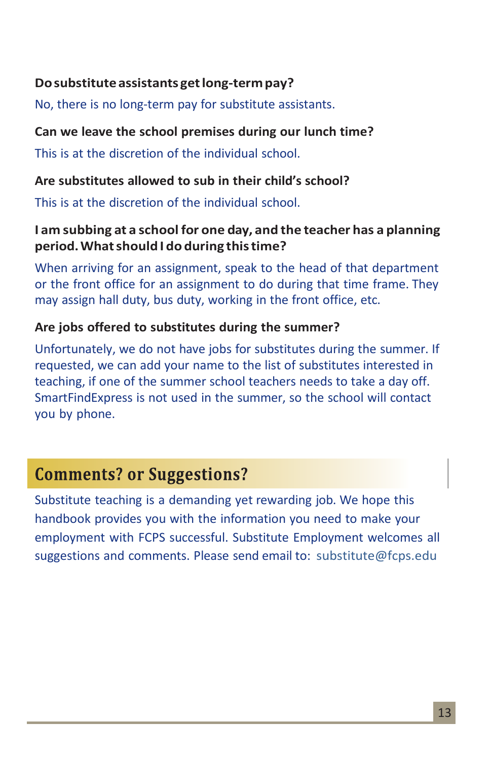**Do substitute assistants get long-term pay?**

No, there is no long-term pay for substitute assistants.

**Can we leave the school premises during our lunch time?**

This is at the discretion of the individual school.

**Are substitutes allowed to sub in their child's school?**

This is at the discretion of the individual school.

**I am subbing at a school for one day, and the teacher has a planning period. What should I do during this time?**

When arriving for an assignment, speak to the head of that department or the front office for an assignment to do during that time frame. They may assign hall duty, bus duty, working in the front office, etc.

**Are jobs offered to substitutes during the summer?**

Unfortunately, we do not have jobs for substitutes during the summer. If requested, we can add your name to the list of substitutes interested in teaching, if one of the summer school teachers needs to take a day off. SmartFindExpress is not used in the summer, so the school will contact you by phone.

## Comments? or Suggestions?

Substitute teaching is a demanding yet rewarding job. We hope this handbook provides you with the information you need to make your employment with FCPS successful. Substitute Employment welcomes all suggestions and comments. Please send email to: substitute@fcps.edu